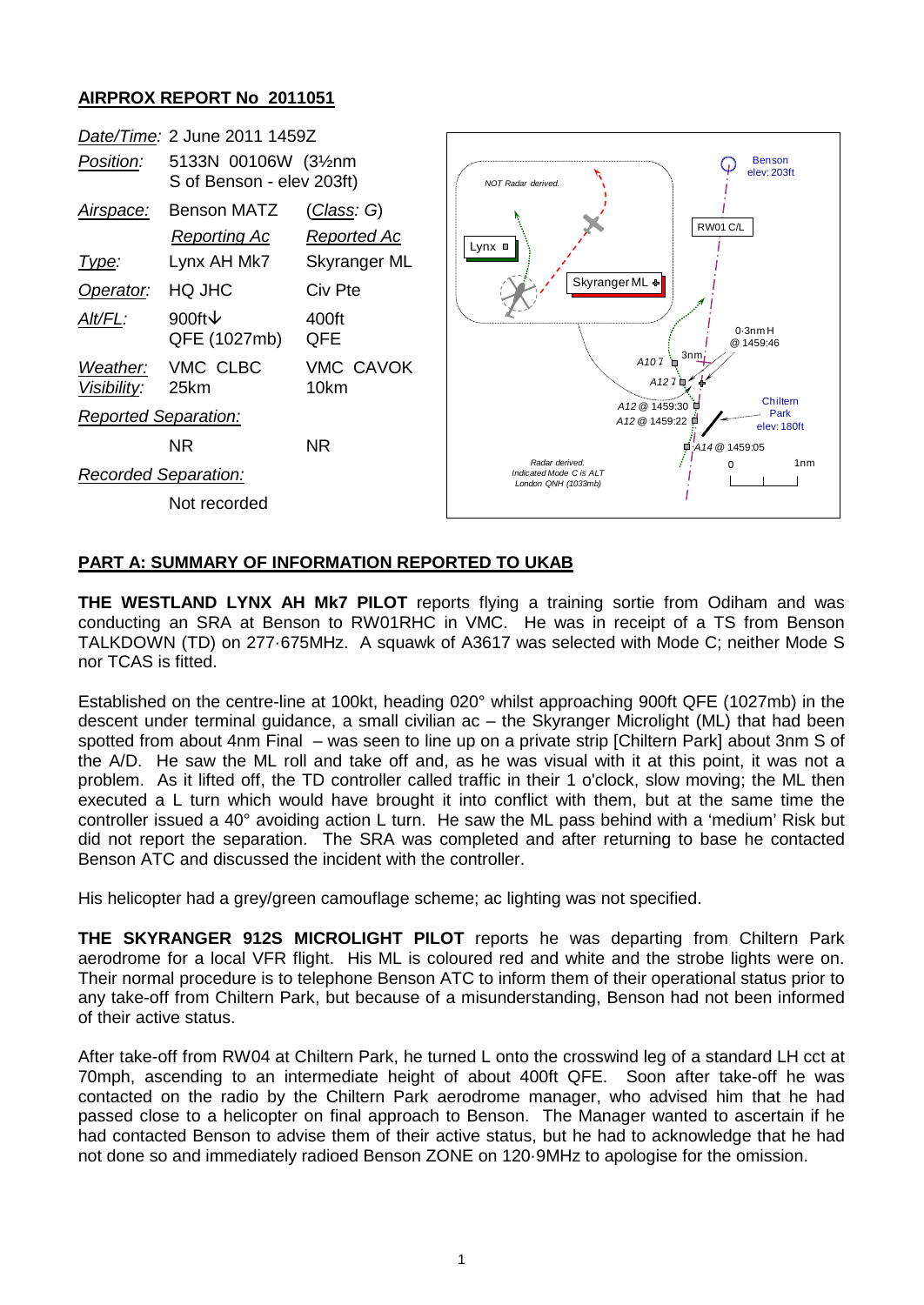**AIRPROX REPORT No 2011051**

| | | |
|---|---|---|
| *Date/Time:* | 2 June 2011 1459Z | |
| *Position:* | 5133N 00106W (3½nm S of Benson - elev 203ft) | |
| *Airspace:* | Benson MATZ | (*Class*: G) |
| | *Reporting Ac* | *Reported Ac* |
| *Type:* | Lynx AH Mk7 | Skyranger ML |
| *Operator:* | HQ JHC | Civ Pte |
| *Alt/FL:* | 900ft↓ QFE (1027mb) | 400ft QFE |
| *Weather:* | VMC CLBC | VMC CAVOK |
| *Visibility:* | 25km | 10km |
| *Reported Separation:* | | |
| | NR | NR |
| *Recorded Separation:* | | |
| | Not recorded | |

**PART A: SUMMARY OF INFORMATION REPORTED TO UKAB**

**THE WESTLAND LYNX AH Mk7 PILOT** reports flying a training sortie from Odiham and was conducting an SRA at Benson to RW01RHC in VMC. He was in receipt of a TS from Benson TALKDOWN (TD) on 277·675MHz. A squawk of A3617 was selected with Mode C; neither Mode S nor TCAS is fitted.

Established on the centre-line at 100kt, heading 020° whilst approaching 900ft QFE (1027mb) in the descent under terminal guidance, a small civilian ac – the Skyranger Microlight (ML) that had been spotted from about 4nm Final – was seen to line up on a private strip [Chiltern Park] about 3nm S of the A/D. He saw the ML roll and take off and, as he was visual with it at this point, it was not a problem. As it lifted off, the TD controller called traffic in their 1 o'clock, slow moving; the ML then executed a L turn which would have brought it into conflict with them, but at the same time the controller issued a 40° avoiding action L turn. He saw the ML pass behind with a 'medium' Risk but did not report the separation. The SRA was completed and after returning to base he contacted Benson ATC and discussed the incident with the controller.

His helicopter had a grey/green camouflage scheme; ac lighting was not specified.

**THE SKYRANGER 912S MICROLIGHT PILOT** reports he was departing from Chiltern Park aerodrome for a local VFR flight. His ML is coloured red and white and the strobe lights were on. Their normal procedure is to telephone Benson ATC to inform them of their operational status prior to any take-off from Chiltern Park, but because of a misunderstanding, Benson had not been informed of their active status.

After take-off from RW04 at Chiltern Park, he turned L onto the crosswind leg of a standard LH cct at 70mph, ascending to an intermediate height of about 400ft QFE. Soon after take-off he was contacted on the radio by the Chiltern Park aerodrome manager, who advised him that he had passed close to a helicopter on final approach to Benson. The Manager wanted to ascertain if he had contacted Benson to advise them of their active status, but he had to acknowledge that he had not done so and immediately radioed Benson ZONE on 120·9MHz to apologise for the omission.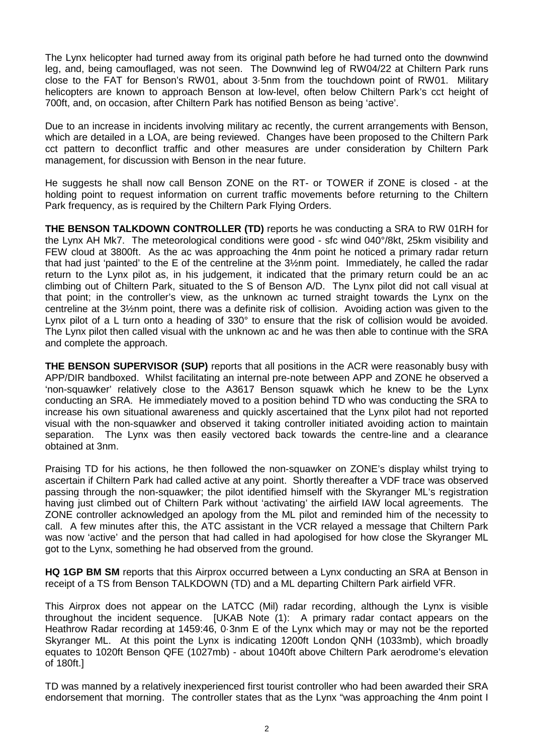The Lynx helicopter had turned away from its original path before he had turned onto the downwind leg, and, being camouflaged, was not seen. The Downwind leg of RW04/22 at Chiltern Park runs close to the FAT for Benson's RW01, about 3·5nm from the touchdown point of RW01. Military helicopters are known to approach Benson at low-level, often below Chiltern Park's cct height of 700ft, and, on occasion, after Chiltern Park has notified Benson as being 'active'.

Due to an increase in incidents involving military ac recently, the current arrangements with Benson, which are detailed in a LOA, are being reviewed. Changes have been proposed to the Chiltern Park cct pattern to deconflict traffic and other measures are under consideration by Chiltern Park management, for discussion with Benson in the near future.

He suggests he shall now call Benson ZONE on the RT- or TOWER if ZONE is closed - at the holding point to request information on current traffic movements before returning to the Chiltern Park frequency, as is required by the Chiltern Park Flying Orders.

**THE BENSON TALKDOWN CONTROLLER (TD)** reports he was conducting a SRA to RW 01RH for the Lynx AH Mk7. The meteorological conditions were good - sfc wind 040°/8kt, 25km visibility and FEW cloud at 3800ft. As the ac was approaching the 4nm point he noticed a primary radar return that had just 'painted' to the E of the centreline at the 3½nm point. Immediately, he called the radar return to the Lynx pilot as, in his judgement, it indicated that the primary return could be an ac climbing out of Chiltern Park, situated to the S of Benson A/D. The Lynx pilot did not call visual at that point; in the controller's view, as the unknown ac turned straight towards the Lynx on the centreline at the 3½nm point, there was a definite risk of collision. Avoiding action was given to the Lynx pilot of a L turn onto a heading of 330° to ensure that the risk of collision would be avoided. The Lynx pilot then called visual with the unknown ac and he was then able to continue with the SRA and complete the approach.

**THE BENSON SUPERVISOR (SUP)** reports that all positions in the ACR were reasonably busy with APP/DIR bandboxed. Whilst facilitating an internal pre-note between APP and ZONE he observed a 'non-squawker' relatively close to the A3617 Benson squawk which he knew to be the Lynx conducting an SRA. He immediately moved to a position behind TD who was conducting the SRA to increase his own situational awareness and quickly ascertained that the Lynx pilot had not reported visual with the non-squawker and observed it taking controller initiated avoiding action to maintain separation. The Lynx was then easily vectored back towards the centre-line and a clearance obtained at 3nm.

Praising TD for his actions, he then followed the non-squawker on ZONE's display whilst trying to ascertain if Chiltern Park had called active at any point. Shortly thereafter a VDF trace was observed passing through the non-squawker; the pilot identified himself with the Skyranger ML's registration having just climbed out of Chiltern Park without 'activating' the airfield IAW local agreements. The ZONE controller acknowledged an apology from the ML pilot and reminded him of the necessity to call. A few minutes after this, the ATC assistant in the VCR relayed a message that Chiltern Park was now 'active' and the person that had called in had apologised for how close the Skyranger ML got to the Lynx, something he had observed from the ground.

**HQ 1GP BM SM** reports that this Airprox occurred between a Lynx conducting an SRA at Benson in receipt of a TS from Benson TALKDOWN (TD) and a ML departing Chiltern Park airfield VFR.

This Airprox does not appear on the LATCC (Mil) radar recording, although the Lynx is visible throughout the incident sequence. [UKAB Note (1): A primary radar contact appears on the Heathrow Radar recording at 1459:46, 0·3nm E of the Lynx which may or may not be the reported Skyranger ML. At this point the Lynx is indicating 1200ft London QNH (1033mb), which broadly equates to 1020ft Benson QFE (1027mb) - about 1040ft above Chiltern Park aerodrome's elevation of 180ft.]

TD was manned by a relatively inexperienced first tourist controller who had been awarded their SRA endorsement that morning. The controller states that as the Lynx "was approaching the 4nm point I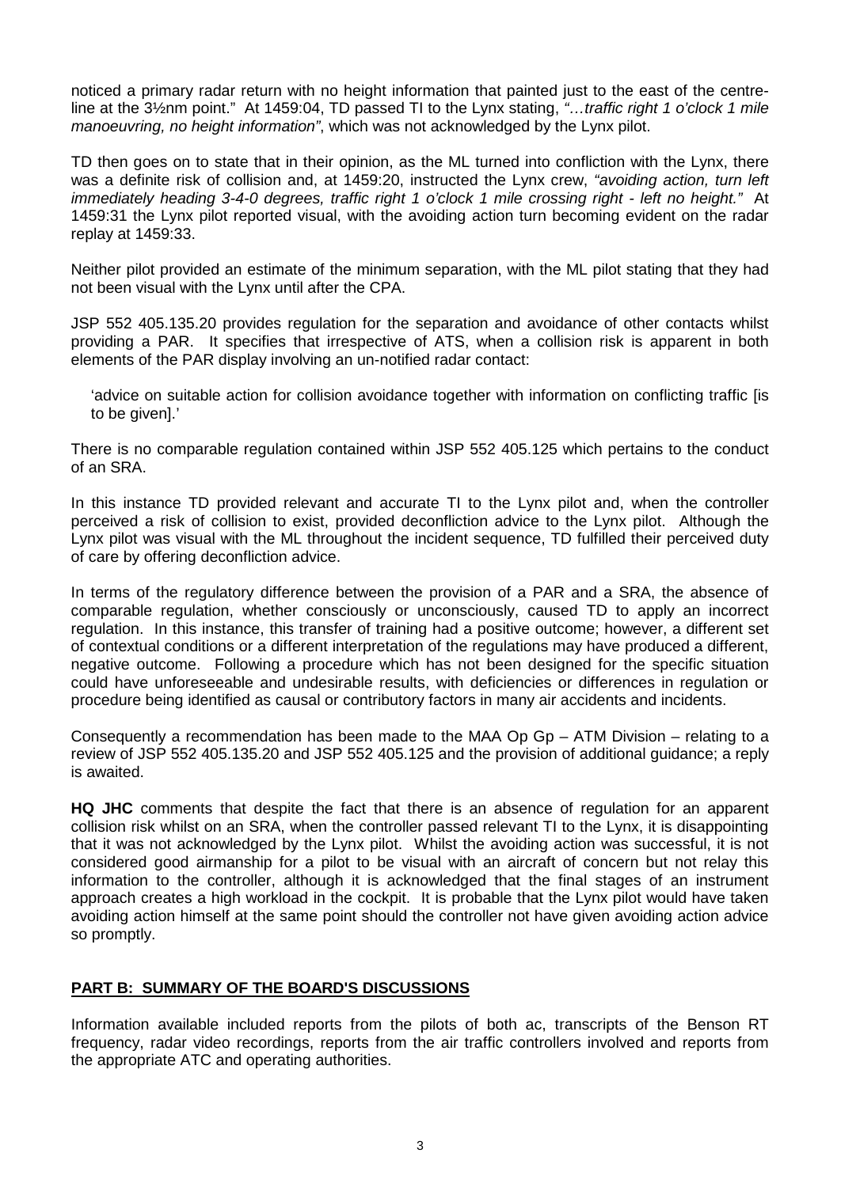noticed a primary radar return with no height information that painted just to the east of the centre-line at the 3½nm point." At 1459:04, TD passed TI to the Lynx stating, *"…traffic right 1 o'clock 1 mile manoeuvring, no height information"*, which was not acknowledged by the Lynx pilot.

TD then goes on to state that in their opinion, as the ML turned into confliction with the Lynx, there was a definite risk of collision and, at 1459:20, instructed the Lynx crew, *"avoiding action, turn left immediately heading 3-4-0 degrees, traffic right 1 o'clock 1 mile crossing right - left no height."* At 1459:31 the Lynx pilot reported visual, with the avoiding action turn becoming evident on the radar replay at 1459:33.

Neither pilot provided an estimate of the minimum separation, with the ML pilot stating that they had not been visual with the Lynx until after the CPA.

JSP 552 405.135.20 provides regulation for the separation and avoidance of other contacts whilst providing a PAR. It specifies that irrespective of ATS, when a collision risk is apparent in both elements of the PAR display involving an un-notified radar contact:

> 'advice on suitable action for collision avoidance together with information on conflicting traffic [is to be given].'

There is no comparable regulation contained within JSP 552 405.125 which pertains to the conduct of an SRA.

In this instance TD provided relevant and accurate TI to the Lynx pilot and, when the controller perceived a risk of collision to exist, provided deconfliction advice to the Lynx pilot. Although the Lynx pilot was visual with the ML throughout the incident sequence, TD fulfilled their perceived duty of care by offering deconfliction advice.

In terms of the regulatory difference between the provision of a PAR and a SRA, the absence of comparable regulation, whether consciously or unconsciously, caused TD to apply an incorrect regulation. In this instance, this transfer of training had a positive outcome; however, a different set of contextual conditions or a different interpretation of the regulations may have produced a different, negative outcome. Following a procedure which has not been designed for the specific situation could have unforeseeable and undesirable results, with deficiencies or differences in regulation or procedure being identified as causal or contributory factors in many air accidents and incidents.

Consequently a recommendation has been made to the MAA Op Gp – ATM Division – relating to a review of JSP 552 405.135.20 and JSP 552 405.125 and the provision of additional guidance; a reply is awaited.

**HQ JHC** comments that despite the fact that there is an absence of regulation for an apparent collision risk whilst on an SRA, when the controller passed relevant TI to the Lynx, it is disappointing that it was not acknowledged by the Lynx pilot. Whilst the avoiding action was successful, it is not considered good airmanship for a pilot to be visual with an aircraft of concern but not relay this information to the controller, although it is acknowledged that the final stages of an instrument approach creates a high workload in the cockpit. It is probable that the Lynx pilot would have taken avoiding action himself at the same point should the controller not have given avoiding action advice so promptly.

## PART B: SUMMARY OF THE BOARD'S DISCUSSIONS

Information available included reports from the pilots of both ac, transcripts of the Benson RT frequency, radar video recordings, reports from the air traffic controllers involved and reports from the appropriate ATC and operating authorities.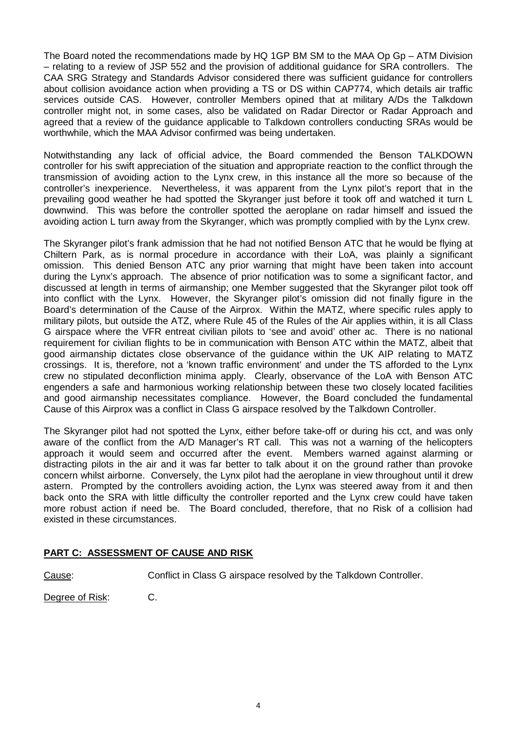The Board noted the recommendations made by HQ 1GP BM SM to the MAA Op Gp – ATM Division – relating to a review of JSP 552 and the provision of additional guidance for SRA controllers. The CAA SRG Strategy and Standards Advisor considered there was sufficient guidance for controllers about collision avoidance action when providing a TS or DS within CAP774, which details air traffic services outside CAS. However, controller Members opined that at military A/Ds the Talkdown controller might not, in some cases, also be validated on Radar Director or Radar Approach and agreed that a review of the guidance applicable to Talkdown controllers conducting SRAs would be worthwhile, which the MAA Advisor confirmed was being undertaken.

Notwithstanding any lack of official advice, the Board commended the Benson TALKDOWN controller for his swift appreciation of the situation and appropriate reaction to the conflict through the transmission of avoiding action to the Lynx crew, in this instance all the more so because of the controller's inexperience. Nevertheless, it was apparent from the Lynx pilot's report that in the prevailing good weather he had spotted the Skyranger just before it took off and watched it turn L downwind. This was before the controller spotted the aeroplane on radar himself and issued the avoiding action L turn away from the Skyranger, which was promptly complied with by the Lynx crew.

The Skyranger pilot's frank admission that he had not notified Benson ATC that he would be flying at Chiltern Park, as is normal procedure in accordance with their LoA, was plainly a significant omission. This denied Benson ATC any prior warning that might have been taken into account during the Lynx's approach. The absence of prior notification was to some a significant factor, and discussed at length in terms of airmanship; one Member suggested that the Skyranger pilot took off into conflict with the Lynx. However, the Skyranger pilot's omission did not finally figure in the Board's determination of the Cause of the Airprox. Within the MATZ, where specific rules apply to military pilots, but outside the ATZ, where Rule 45 of the Rules of the Air applies within, it is all Class G airspace where the VFR entreat civilian pilots to 'see and avoid' other ac. There is no national requirement for civilian flights to be in communication with Benson ATC within the MATZ, albeit that good airmanship dictates close observance of the guidance within the UK AIP relating to MATZ crossings. It is, therefore, not a 'known traffic environment' and under the TS afforded to the Lynx crew no stipulated deconfliction minima apply. Clearly, observance of the LoA with Benson ATC engenders a safe and harmonious working relationship between these two closely located facilities and good airmanship necessitates compliance. However, the Board concluded the fundamental Cause of this Airprox was a conflict in Class G airspace resolved by the Talkdown Controller.

The Skyranger pilot had not spotted the Lynx, either before take-off or during his cct, and was only aware of the conflict from the A/D Manager's RT call. This was not a warning of the helicopters approach it would seem and occurred after the event. Members warned against alarming or distracting pilots in the air and it was far better to talk about it on the ground rather than provoke concern whilst airborne. Conversely, the Lynx pilot had the aeroplane in view throughout until it drew astern. Prompted by the controllers avoiding action, the Lynx was steered away from it and then back onto the SRA with little difficulty the controller reported and the Lynx crew could have taken more robust action if need be. The Board concluded, therefore, that no Risk of a collision had existed in these circumstances.

## PART C: ASSESSMENT OF CAUSE AND RISK

Cause: Conflict in Class G airspace resolved by the Talkdown Controller.

Degree of Risk: C.